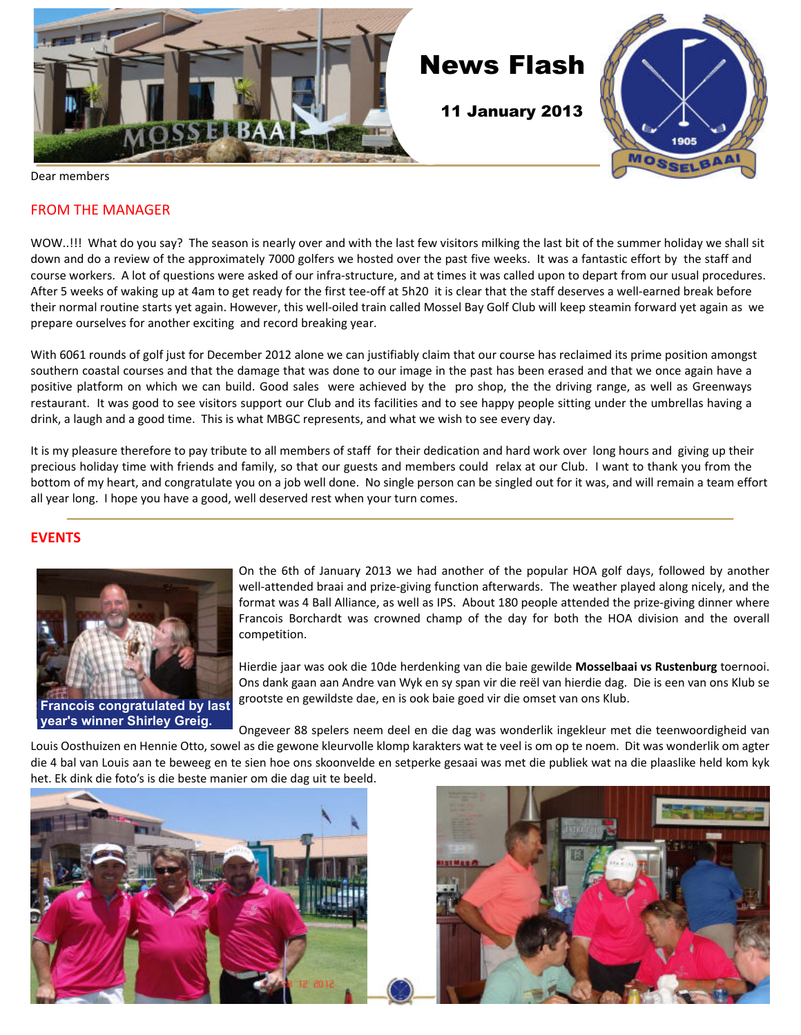# News Flash

**11 January 2013**

Dear members

## FROM THE MANAGER

WOW..!!! What do you say? The season is nearly over and with the last few visitors milking the last bit of the summer holiday we shall sit down and do a review of the approximately 7000 golfers we hosted over the past five weeks. It was a fantastic effort by the staff and course workers. A lot of questions were asked of our infra-structure, and at times it was called upon to depart from our usual procedures. After 5 weeks of waking up at 4am to get ready for the first tee-off at 5h20 it is clear that the staff deserves a well-earned break before their normal routine starts yet again. However, this well-oiled train called Mossel Bay Golf Club will keep steamin forward yet again as we prepare ourselves for another exciting and record breaking year.

With 6061 rounds of golf just for December 2012 alone we can justifiably claim that our course has reclaimed its prime position amongst southern coastal courses and that the damage that was done to our image in the past has been erased and that we once again have a positive platform on which we can build. Good sales were achieved by the pro shop, the the driving range, as well as Greenways restaurant. It was good to see visitors support our Club and its facilities and to see happy people sitting under the umbrellas having a drink, a laugh and a good time. This is what MBGC represents, and what we wish to see every day.

It is my pleasure therefore to pay tribute to all members of staff for their dedication and hard work over long hours and giving up their precious holiday time with friends and family, so that our guests and members could relax at our Club. I want to thank you from the bottom of my heart, and congratulate you on a job well done. No single person can be singled out for it was, and will remain a team effort all year long. I hope you have a good, well deserved rest when your turn comes.

## EVENTS

Francois congratulated by last year's winner Shirley Greig.

On the 6th of January 2013 we had another of the popular HOA golf days, followed by another well-attended braai and prize-giving function afterwards. The weather played along nicely, and the format was 4 Ball Alliance, as well as IPS. About 180 people attended the prize-giving dinner where Francois Borchardt was crowned champ of the day for both the HOA division and the overall competition.

Hierdie jaar was ook die 10de herdenking van die baie gewilde **Mosselbaai vs Rustenburg** toernooi. Ons dank gaan aan Andre van Wyk en sy span vir die reël van hierdie dag. Die is een van ons Klub se grootste en gewildste dae, en is ook baie goed vir die omset van ons Klub.

Ongeveer 88 spelers neem deel en die dag was wonderlik ingekleur met die teenwoordigheid van Louis Oosthuizen en Hennie Otto, sowel as die gewone kleurvolle klomp karakters wat te veel is om op te noem. Dit was wonderlik om agter die 4 bal van Louis aan te beweeg en te sien hoe ons skoonvelde en setperke gesaai was met die publiek wat na die plaaslike held kom kyk het. Ek dink die foto's is die beste manier om die dag uit te beeld.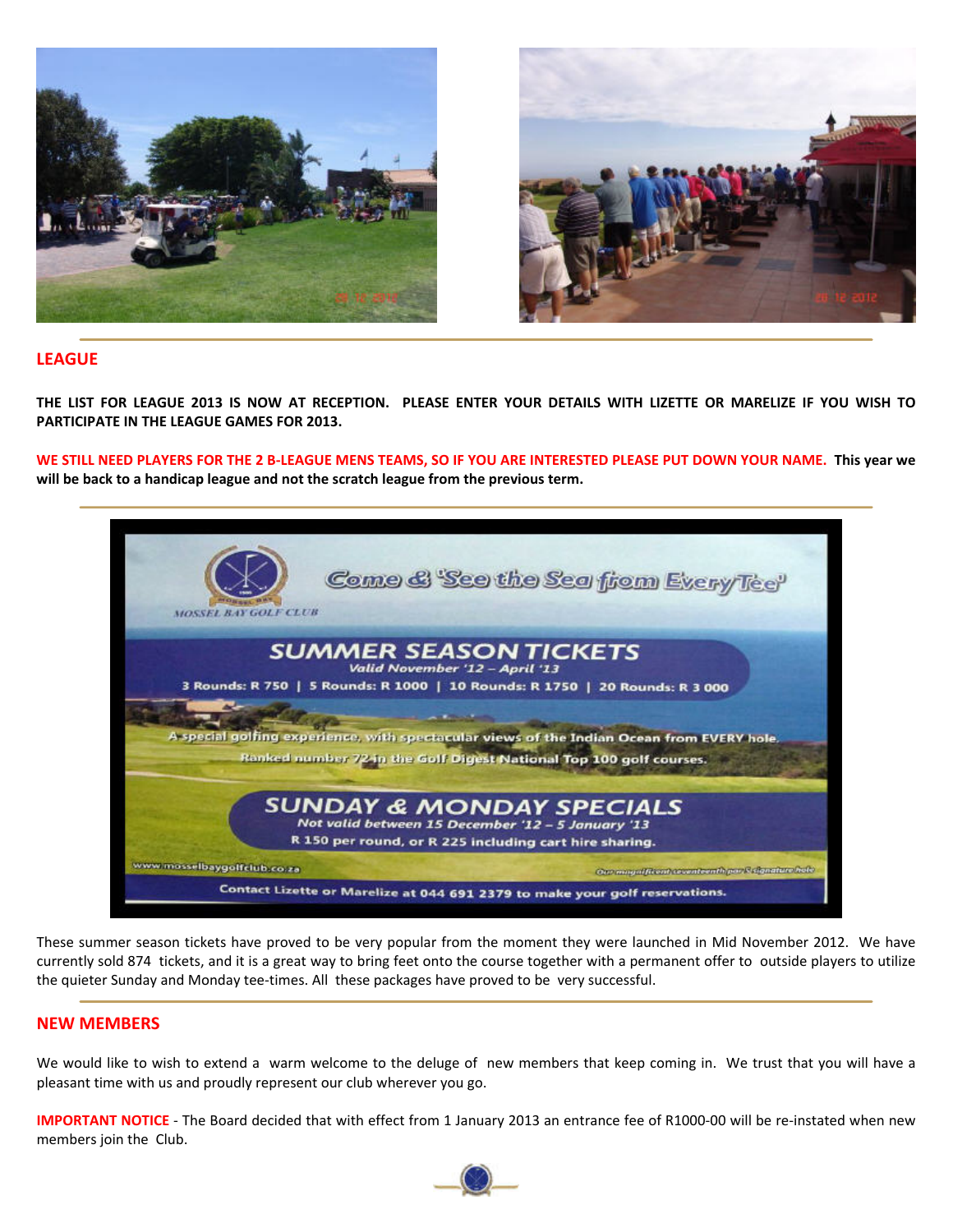## LEAGUE

**THE LIST FOR LEAGUE 2013 IS NOW AT RECEPTION. PLEASE ENTER YOUR DETAILS WITH LIZETTE OR MARELIZE IF YOU WISH TO PARTICIPATE IN THE LEAGUE GAMES FOR 2013.**

**WE STILL NEED PLAYERS FOR THE 2 B-LEAGUE MENS TEAMS, SO IF YOU ARE INTERESTED PLEASE PUT DOWN YOUR NAME. This year we will be back to a handicap league and not the scratch league from the previous term.**

MOSSEL BAY GOLF CLUB

Come & 'See the Sea from Every Tee'

**SUMMER SEASON TICKETS**

*Valid November '12 – April '13*

3 Rounds: R 750 | 5 Rounds: R 1000 | 10 Rounds: R 1750 | 20 Rounds: R 3 000

A special golfing experience, with spectacular views of the Indian Ocean from EVERY hole.

Ranked number 72 in the Golf Digest National Top 100 golf courses.

**SUNDAY & MONDAY SPECIALS**

*Not valid between 15 December '12 – 5 January '13*

R 150 per round, or R 225 including cart hire sharing.

www.mosselbaygolfclub.co.za

Our magnificent seventeenth par 3 signature hole

Contact Lizette or Marelize at 044 691 2379 to make your golf reservations.

These summer season tickets have proved to be very popular from the moment they were launched in Mid November 2012. We have currently sold 874 tickets, and it is a great way to bring feet onto the course together with a permanent offer to outside players to utilize the quieter Sunday and Monday tee-times. All these packages have proved to be very successful.

## NEW MEMBERS

We would like to wish to extend a warm welcome to the deluge of new members that keep coming in. We trust that you will have a pleasant time with us and proudly represent our club wherever you go.

**IMPORTANT NOTICE** - The Board decided that with effect from 1 January 2013 an entrance fee of R1000-00 will be re-instated when new members join the Club.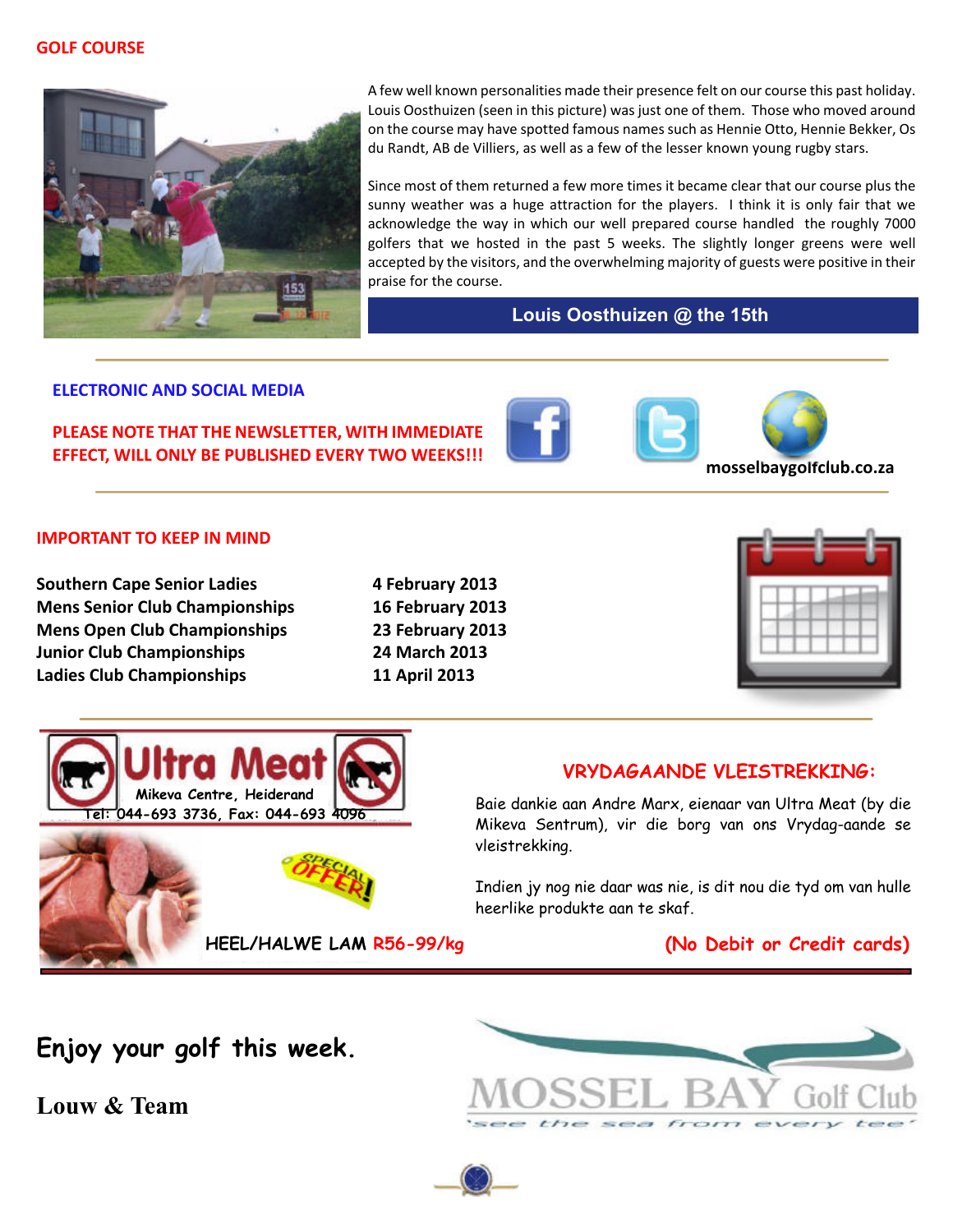## GOLF COURSE

A few well known personalities made their presence felt on our course this past holiday. Louis Oosthuizen (seen in this picture) was just one of them. Those who moved around on the course may have spotted famous names such as Hennie Otto, Hennie Bekker, Os du Randt, AB de Villiers, as well as a few of the lesser known young rugby stars.

Since most of them returned a few more times it became clear that our course plus the sunny weather was a huge attraction for the players. I think it is only fair that we acknowledge the way in which our well prepared course handled the roughly 7000 golfers that we hosted in the past 5 weeks. The slightly longer greens were well accepted by the visitors, and the overwhelming majority of guests were positive in their praise for the course.

**Louis Oosthuizen @ the 15th**

## ELECTRONIC AND SOCIAL MEDIA

**PLEASE NOTE THAT THE NEWSLETTER, WITH IMMEDIATE EFFECT, WILL ONLY BE PUBLISHED EVERY TWO WEEKS!!!**

**mosselbaygolfclub.co.za**

## IMPORTANT TO KEEP IN MIND

| | |
|---|---|
| **Southern Cape Senior Ladies** | **4 February 2013** |
| **Mens Senior Club Championships** | **16 February 2013** |
| **Mens Open Club Championships** | **23 February 2013** |
| **Junior Club Championships** | **24 March 2013** |
| **Ladies Club Championships** | **11 April 2013** |

**Ultra Meat**
Mikeva Centre, Heiderand
Tel: 044-693 3736, Fax: 044-693 4096

SPECIAL OFFER!

HEEL/HALWE LAM R56-99/kg

## VRYDAGAANDE VLEISTREKKING:

Baie dankie aan Andre Marx, eienaar van Ultra Meat (by die Mikeva Sentrum), vir die borg van ons Vrydag-aande se vleistrekking.

Indien jy nog nie daar was nie, is dit nou die tyd om van hulle heerlike produkte aan te skaf.

**(No Debit or Credit cards)**

**Enjoy your golf this week.**

**Louw & Team**

MOSSEL BAY Golf Club
'see the sea from every tee'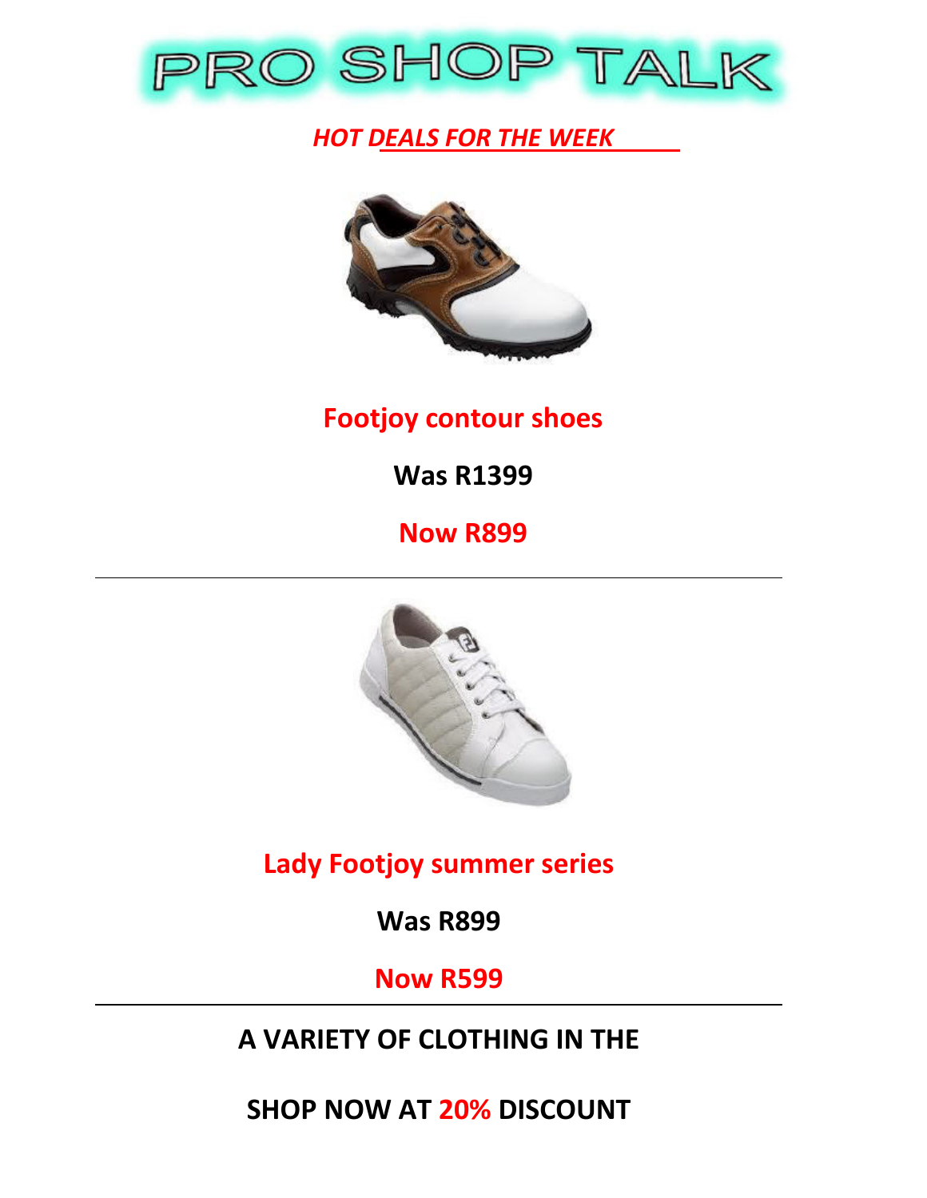# PRO SHOP TALK

***HOT DEALS FOR THE WEEK***

**Footjoy contour shoes**

**Was R1399**

**Now R899**

---

**Lady Footjoy summer series**

**Was R899**

**Now R599**

---

**A VARIETY OF CLOTHING IN THE**

**SHOP NOW AT 20% DISCOUNT**